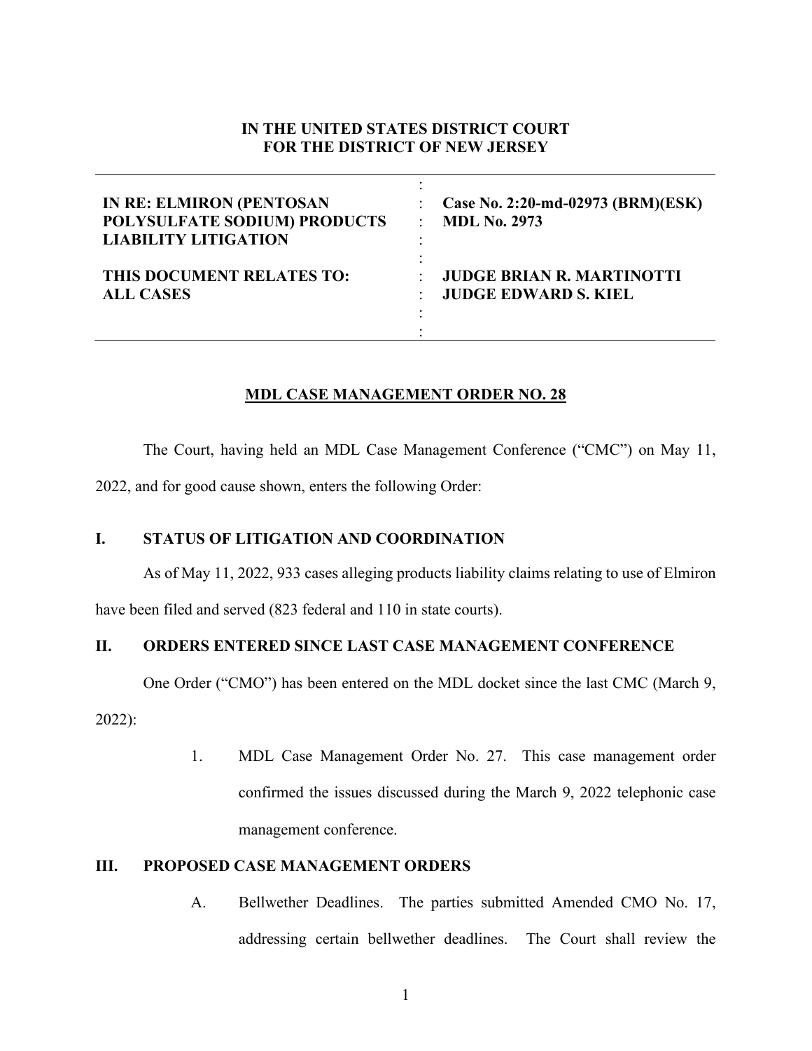**IN THE UNITED STATES DISTRICT COURT**
**FOR THE DISTRICT OF NEW JERSEY**

| | |
|---|---|
| **IN RE: ELMIRON (PENTOSAN POLYSULFATE SODIUM) PRODUCTS LIABILITY LITIGATION** | **Case No. 2:20-md-02973 (BRM)(ESK)** **MDL No. 2973** |
| **THIS DOCUMENT RELATES TO: ALL CASES** | **JUDGE BRIAN R. MARTINOTTI** **JUDGE EDWARD S. KIEL** |

**MDL CASE MANAGEMENT ORDER NO. 28**

The Court, having held an MDL Case Management Conference ("CMC") on May 11, 2022, and for good cause shown, enters the following Order:

## I. STATUS OF LITIGATION AND COORDINATION

As of May 11, 2022, 933 cases alleging products liability claims relating to use of Elmiron have been filed and served (823 federal and 110 in state courts).

## II. ORDERS ENTERED SINCE LAST CASE MANAGEMENT CONFERENCE

One Order ("CMO") has been entered on the MDL docket since the last CMC (March 9, 2022):

1. MDL Case Management Order No. 27. This case management order confirmed the issues discussed during the March 9, 2022 telephonic case management conference.

## III. PROPOSED CASE MANAGEMENT ORDERS

A. Bellwether Deadlines. The parties submitted Amended CMO No. 17, addressing certain bellwether deadlines. The Court shall review the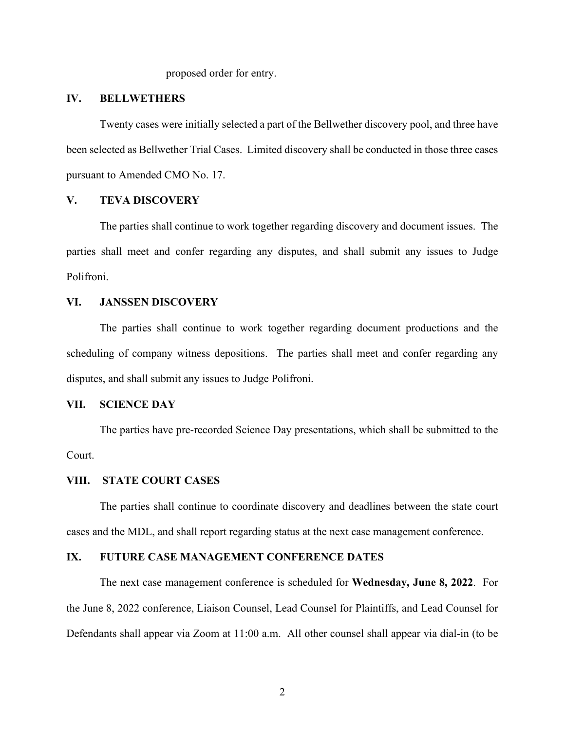proposed order for entry.

## IV. BELLWETHERS

Twenty cases were initially selected a part of the Bellwether discovery pool, and three have been selected as Bellwether Trial Cases. Limited discovery shall be conducted in those three cases pursuant to Amended CMO No. 17.

## V. TEVA DISCOVERY

The parties shall continue to work together regarding discovery and document issues. The parties shall meet and confer regarding any disputes, and shall submit any issues to Judge Polifroni.

## VI. JANSSEN DISCOVERY

The parties shall continue to work together regarding document productions and the scheduling of company witness depositions. The parties shall meet and confer regarding any disputes, and shall submit any issues to Judge Polifroni.

## VII. SCIENCE DAY

The parties have pre-recorded Science Day presentations, which shall be submitted to the Court.

## VIII. STATE COURT CASES

The parties shall continue to coordinate discovery and deadlines between the state court cases and the MDL, and shall report regarding status at the next case management conference.

## IX. FUTURE CASE MANAGEMENT CONFERENCE DATES

The next case management conference is scheduled for **Wednesday, June 8, 2022**. For the June 8, 2022 conference, Liaison Counsel, Lead Counsel for Plaintiffs, and Lead Counsel for Defendants shall appear via Zoom at 11:00 a.m. All other counsel shall appear via dial-in (to be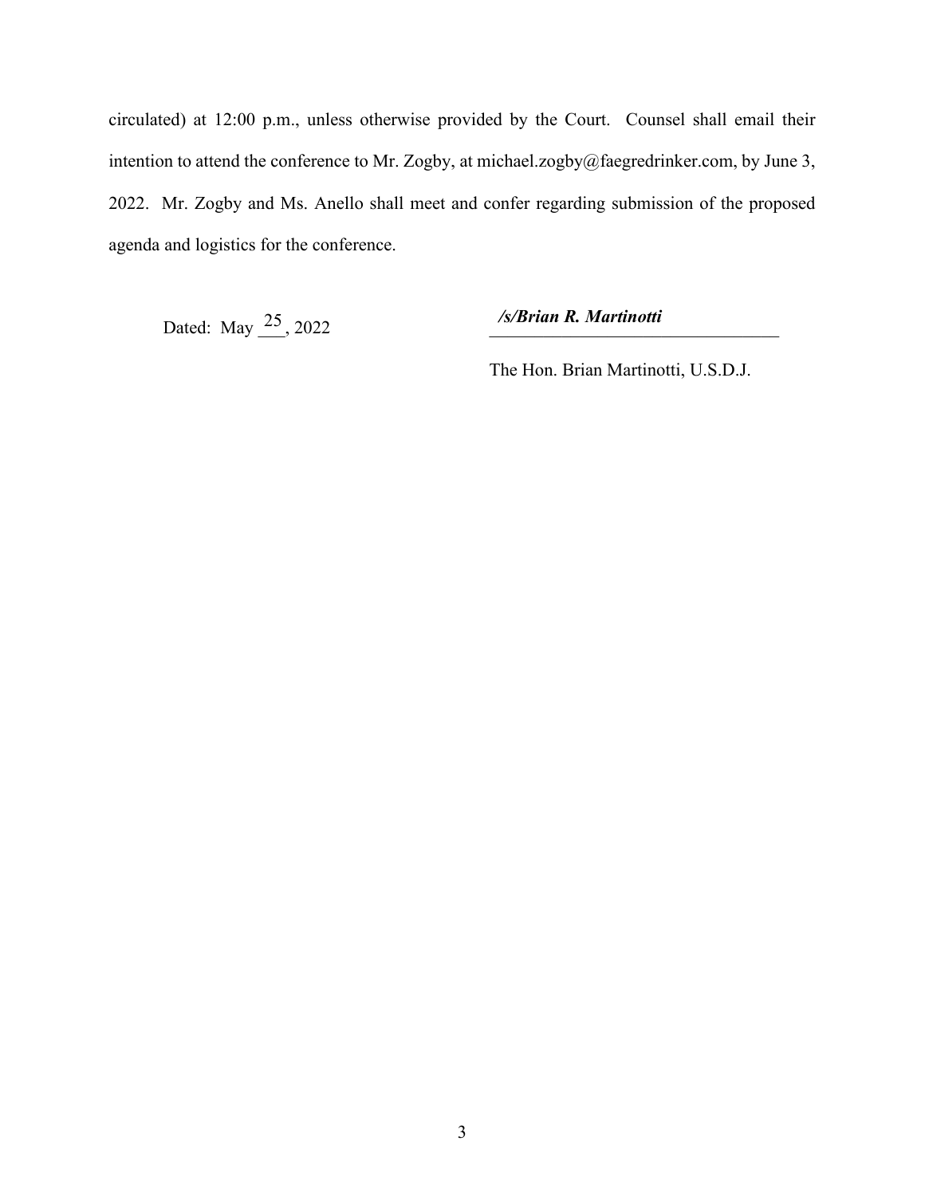circulated) at 12:00 p.m., unless otherwise provided by the Court. Counsel shall email their intention to attend the conference to Mr. Zogby, at michael.zogby@faegredrinker.com, by June 3, 2022. Mr. Zogby and Ms. Anello shall meet and confer regarding submission of the proposed agenda and logistics for the conference.

Dated: May 25, 2022

***/s/Brian R. Martinotti***

The Hon. Brian Martinotti, U.S.D.J.